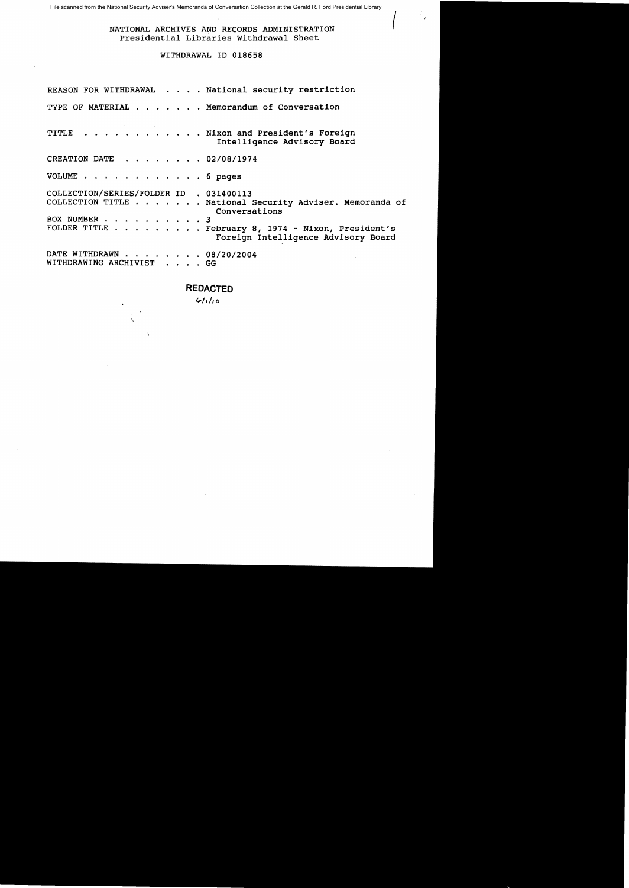File scanned from the National Security Adviser's Memoranda of Conversation Collection at the Gerald R. Ford Presidential Library

NATIONAL ARCHIVES AND RECORDS ADMINISTRATION
Presidential Libraries Withdrawal Sheet

WITHDRAWAL ID 018658

REASON FOR WITHDRAWAL . . . . National security restriction

TYPE OF MATERIAL . . . . . . . Memorandum of Conversation

TITLE . . . . . . . . . . . . Nixon and President's Foreign Intelligence Advisory Board

CREATION DATE . . . . . . . . 02/08/1974

VOLUME . . . . . . . . . . . . 6 pages

COLLECTION/SERIES/FOLDER ID . 031400113
COLLECTION TITLE . . . . . . . National Security Adviser. Memoranda of Conversations
BOX NUMBER . . . . . . . . . . 3
FOLDER TITLE . . . . . . . . . February 8, 1974 - Nixon, President's Foreign Intelligence Advisory Board

DATE WITHDRAWN . . . . . . . . 08/20/2004
WITHDRAWING ARCHIVIST . . . . GG

**REDACTED**

6/1/10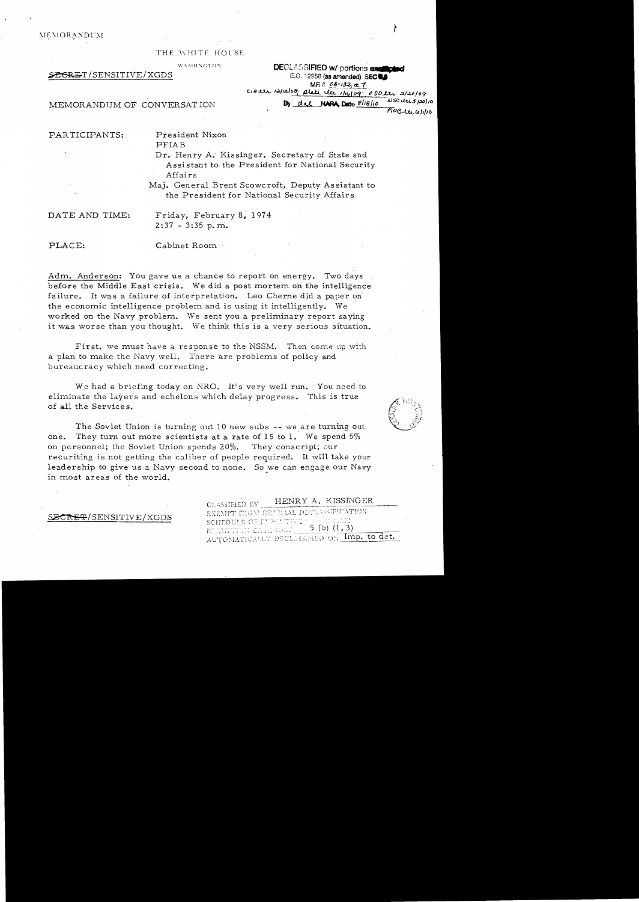MEMORANDUM

THE WHITE HOUSE

WASHINGTON

~~SECRET~~/SENSITIVE/XGDS

DECLASSIFIED w/ portions exempted
E.O. 12958 (as amended) SEC 3.3
MR # 08-132, #7
CIA ltr 12/12/08; State ltr 1/16/09; OSD ltr 2/20/09
By dal NARA, Date 8/18/10 NSC ltr 5/20/10
PFIAB ltr 6/1/10

MEMORANDUM OF CONVERSATION

PARTICIPANTS:

President Nixon
PFIAB
Dr. Henry A. Kissinger, Secretary of State and Assistant to the President for National Security Affairs
Maj. General Brent Scowcroft, Deputy Assistant to the President for National Security Affairs

DATE AND TIME:

Friday, February 8, 1974
2:37 - 3:35 p.m.

PLACE:

Cabinet Room

Adm. Anderson: You gave us a chance to report on energy. Two days before the Middle East crisis. We did a post mortem on the intelligence failure. It was a failure of interpretation. Leo Cherne did a paper on the economic intelligence problem and is using it intelligently. We worked on the Navy problem. We sent you a preliminary report saying it was worse than you thought. We think this is a very serious situation.

First, we must have a response to the NSSM. Then come up with a plan to make the Navy well. There are problems of policy and bureaucracy which need correcting.

We had a briefing today on NRO. It's very well run. You need to eliminate the layers and echelons which delay progress. This is true of all the Services.

The Soviet Union is turning out 10 new subs -- we are turning out one. They turn out more scientists at a rate of 15 to 1. We spend 5% on personnel; the Soviet Union spends 20%. They conscript; our recruiting is not getting the caliber of people required. It will take your leadership to give us a Navy second to none. So we can engage our Navy in most areas of the world.

~~SECRET~~/SENSITIVE/XGDS

CLASSIFIED BY HENRY A. KISSINGER
EXEMPT FROM GENERAL DECLASSIFICATION
SCHEDULE OF EXECUTIVE ORDER 11652
EXEMPTION CATEGORY 5 (b) (1, 3)
AUTOMATICALLY DECLASSIFIED ON Imp. to det.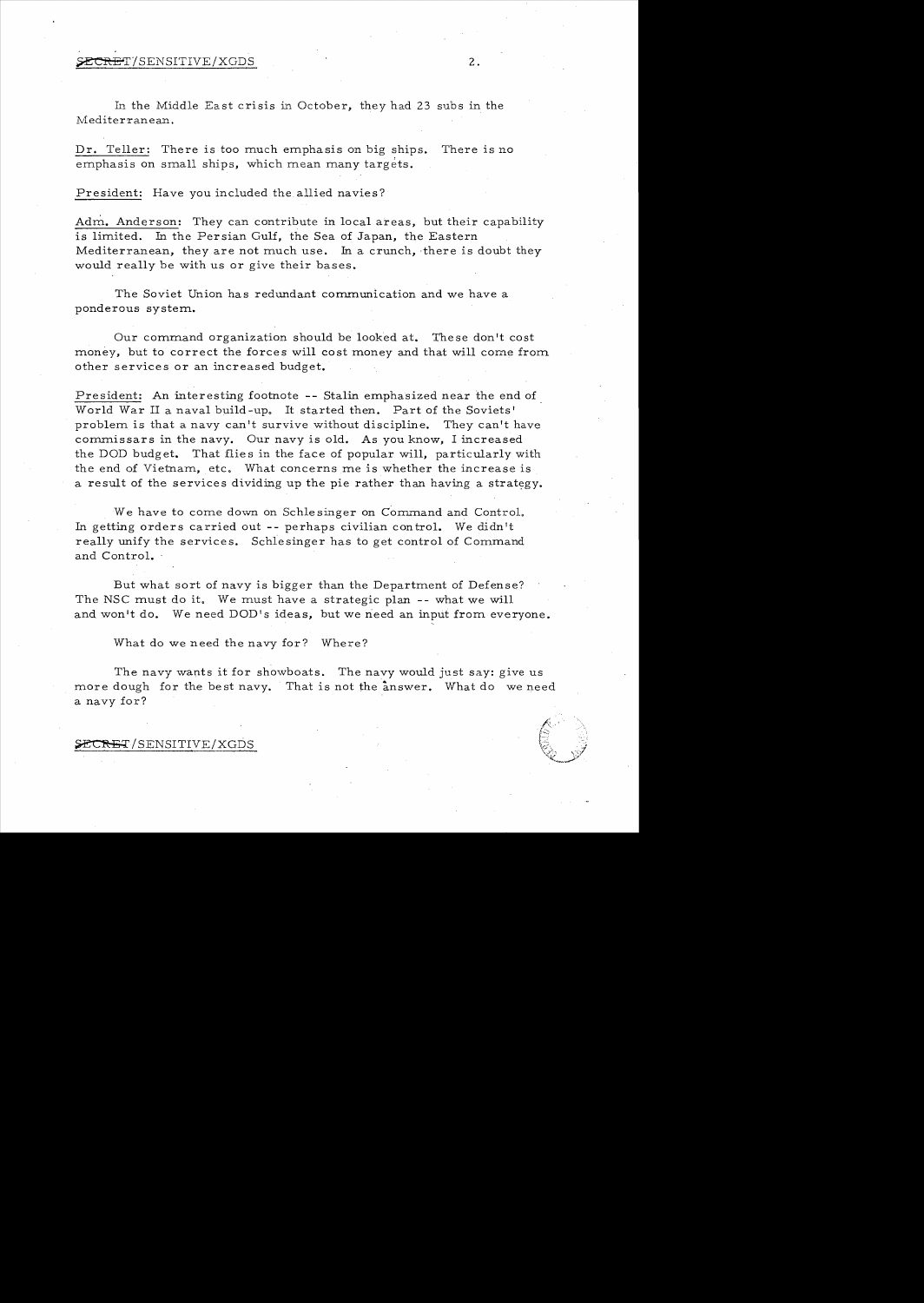In the Middle East crisis in October, they had 23 subs in the Mediterranean.

Dr. Teller: There is too much emphasis on big ships. There is no emphasis on small ships, which mean many targets.

President: Have you included the allied navies?

Adm. Anderson: They can contribute in local areas, but their capability is limited. In the Persian Gulf, the Sea of Japan, the Eastern Mediterranean, they are not much use. In a crunch, there is doubt they would really be with us or give their bases.

The Soviet Union has redundant communication and we have a ponderous system.

Our command organization should be looked at. These don't cost money, but to correct the forces will cost money and that will come from other services or an increased budget.

President: An interesting footnote -- Stalin emphasized near the end of World War II a naval build-up. It started then. Part of the Soviets' problem is that a navy can't survive without discipline. They can't have commissars in the navy. Our navy is old. As you know, I increased the DOD budget. That flies in the face of popular will, particularly with the end of Vietnam, etc. What concerns me is whether the increase is a result of the services dividing up the pie rather than having a strategy.

We have to come down on Schlesinger on Command and Control. In getting orders carried out -- perhaps civilian control. We didn't really unify the services. Schlesinger has to get control of Command and Control.

But what sort of navy is bigger than the Department of Defense? The NSC must do it. We must have a strategic plan -- what we will and won't do. We need DOD's ideas, but we need an input from everyone.

What do we need the navy for? Where?

The navy wants it for showboats. The navy would just say: give us more dough for the best navy. That is not the answer. What do we need a navy for?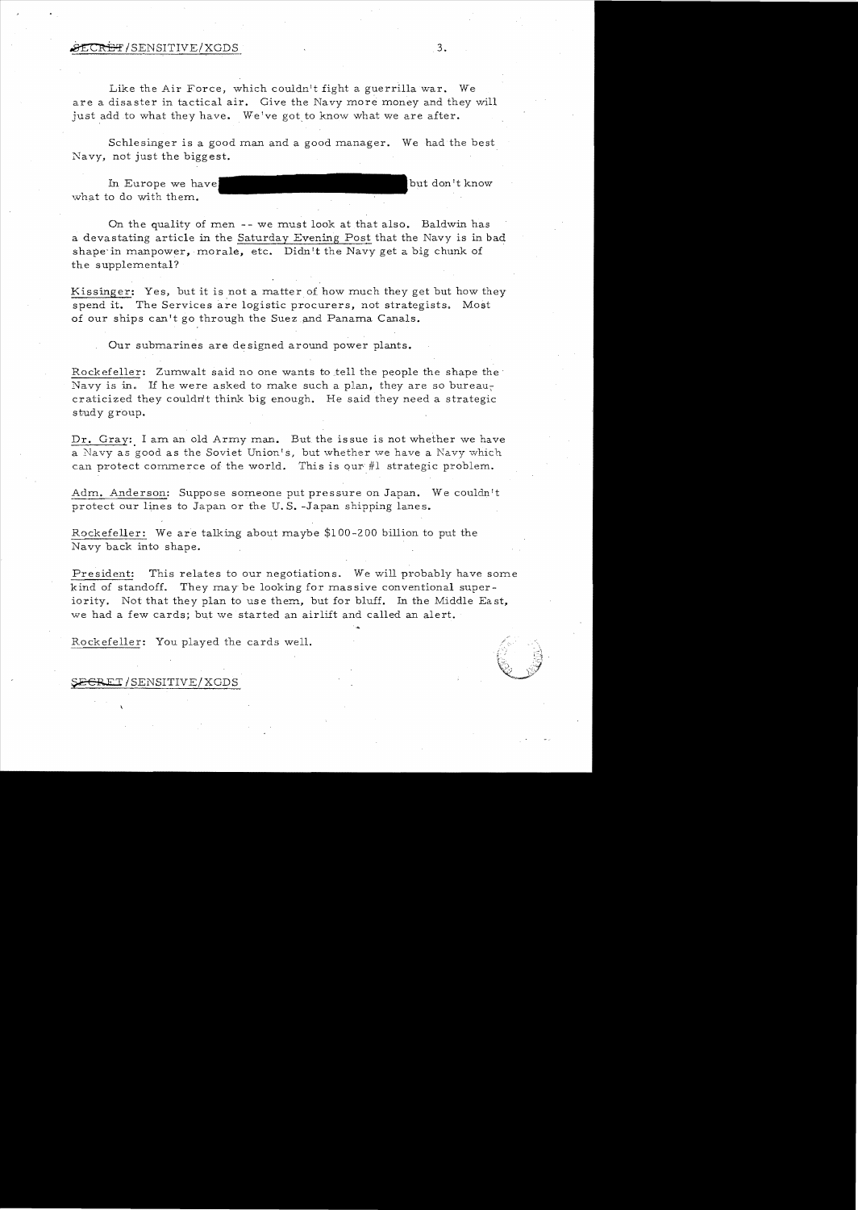Like the Air Force, which couldn't fight a guerrilla war. We are a disaster in tactical air. Give the Navy more money and they will just add to what they have. We've got to know what we are after.

Schlesinger is a good man and a good manager. We had the best Navy, not just the biggest.

In Europe we have [redacted] but don't know what to do with them.

On the quality of men -- we must look at that also. Baldwin has a devastating article in the *Saturday Evening Post* that the Navy is in bad shape in manpower, morale, etc. Didn't the Navy get a big chunk of the supplemental?

Kissinger: Yes, but it is not a matter of how much they get but how they spend it. The Services are logistic procurers, not strategists. Most of our ships can't go through the Suez and Panama Canals.

Our submarines are designed around power plants.

Rockefeller: Zumwalt said no one wants to tell the people the shape the Navy is in. If he were asked to make such a plan, they are so bureaucraticized they couldn't think big enough. He said they need a strategic study group.

Dr. Gray: I am an old Army man. But the issue is not whether we have a Navy as good as the Soviet Union's, but whether we have a Navy which can protect commerce of the world. This is our #1 strategic problem.

Adm. Anderson: Suppose someone put pressure on Japan. We couldn't protect our lines to Japan or the U.S.-Japan shipping lanes.

Rockefeller: We are talking about maybe $100-200 billion to put the Navy back into shape.

President: This relates to our negotiations. We will probably have some kind of standoff. They may be looking for massive conventional superiority. Not that they plan to use them, but for bluff. In the Middle East, we had a few cards; but we started an airlift and called an alert.

Rockefeller: You played the cards well.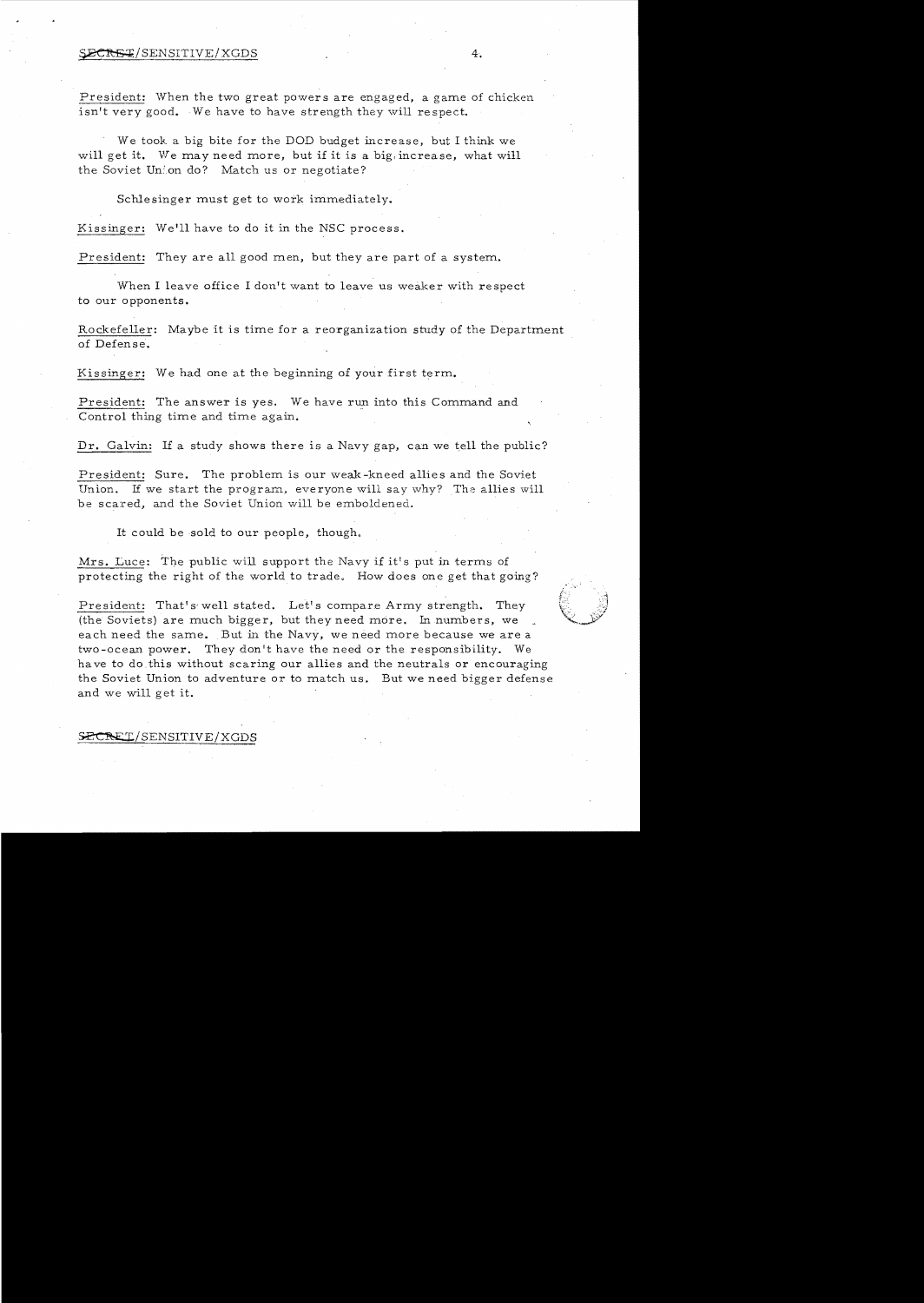President: When the two great powers are engaged, a game of chicken isn't very good. We have to have strength they will respect.

We took a big bite for the DOD budget increase, but I think we will get it. We may need more, but if it is a big increase, what will the Soviet Union do? Match us or negotiate?

Schlesinger must get to work immediately.

Kissinger: We'll have to do it in the NSC process.

President: They are all good men, but they are part of a system.

When I leave office I don't want to leave us weaker with respect to our opponents.

Rockefeller: Maybe it is time for a reorganization study of the Department of Defense.

Kissinger: We had one at the beginning of your first term.

President: The answer is yes. We have run into this Command and Control thing time and time again.

Dr. Galvin: If a study shows there is a Navy gap, can we tell the public?

President: Sure. The problem is our weak-kneed allies and the Soviet Union. If we start the program, everyone will say why? The allies will be scared, and the Soviet Union will be emboldened.

It could be sold to our people, though.

Mrs. Luce: The public will support the Navy if it's put in terms of protecting the right of the world to trade. How does one get that going?

President: That's well stated. Let's compare Army strength. They (the Soviets) are much bigger, but they need more. In numbers, we each need the same. But in the Navy, we need more because we are a two-ocean power. They don't have the need or the responsibility. We have to do this without scaring our allies and the neutrals or encouraging the Soviet Union to adventure or to match us. But we need bigger defense and we will get it.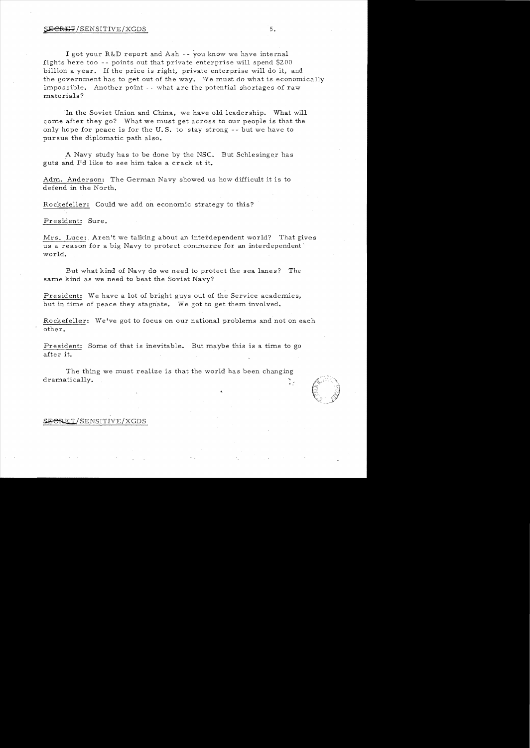I got your R&D report and Ash -- you know we have internal fights here too -- points out that private enterprise will spend $200 billion a year. If the price is right, private enterprise will do it, and the government has to get out of the way. We must do what is economically impossible. Another point -- what are the potential shortages of raw materials?

In the Soviet Union and China, we have old leadership. What will come after they go? What we must get across to our people is that the only hope for peace is for the U.S. to stay strong -- but we have to pursue the diplomatic path also.

A Navy study has to be done by the NSC. But Schlesinger has guts and I'd like to see him take a crack at it.

Adm. Anderson: The German Navy showed us how difficult it is to defend in the North.

Rockefeller: Could we add on economic strategy to this?

President: Sure.

Mrs. Luce: Aren't we talking about an interdependent world? That gives us a reason for a big Navy to protect commerce for an interdependent world.

But what kind of Navy do we need to protect the sea lanes? The same kind as we need to beat the Soviet Navy?

President: We have a lot of bright guys out of the Service academies, but in time of peace they stagnate. We got to get them involved.

Rockefeller: We've got to focus on our national problems and not on each other.

President: Some of that is inevitable. But maybe this is a time to go after it.

The thing we must realize is that the world has been changing dramatically.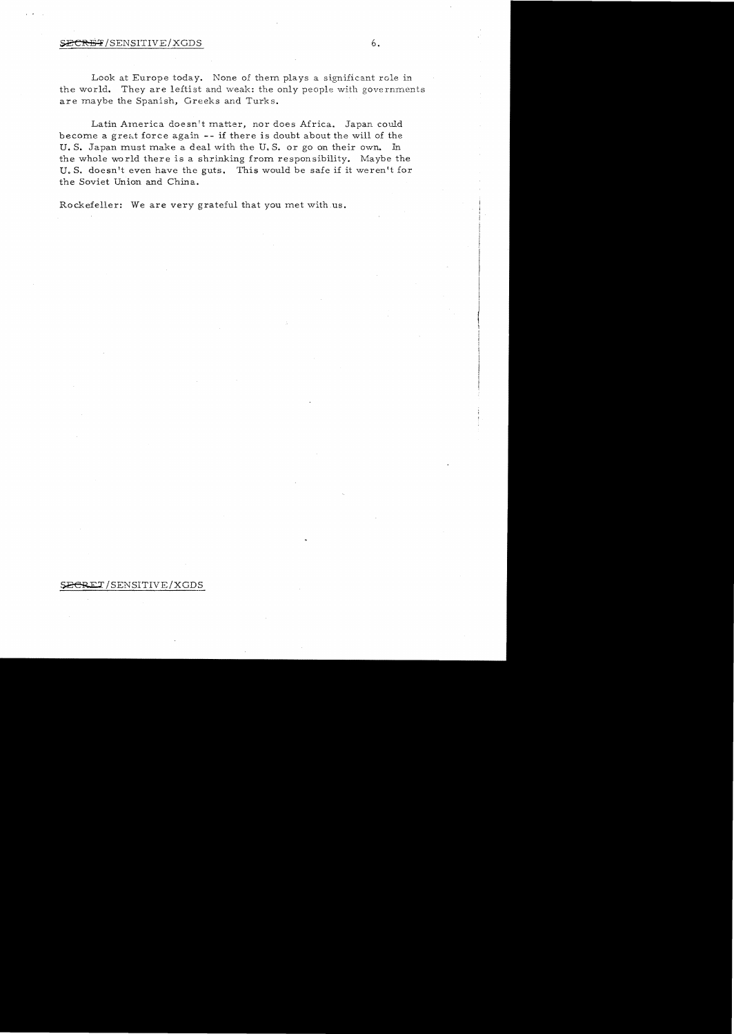Look at Europe today. None of them plays a significant role in the world. They are leftist and weak: the only people with governments are maybe the Spanish, Greeks and Turks.

Latin America doesn't matter, nor does Africa. Japan could become a great force again -- if there is doubt about the will of the U. S. Japan must make a deal with the U. S. or go on their own. In the whole world there is a shrinking from responsibility. Maybe the U. S. doesn't even have the guts. This would be safe if it weren't for the Soviet Union and China.

Rockefeller: We are very grateful that you met with us.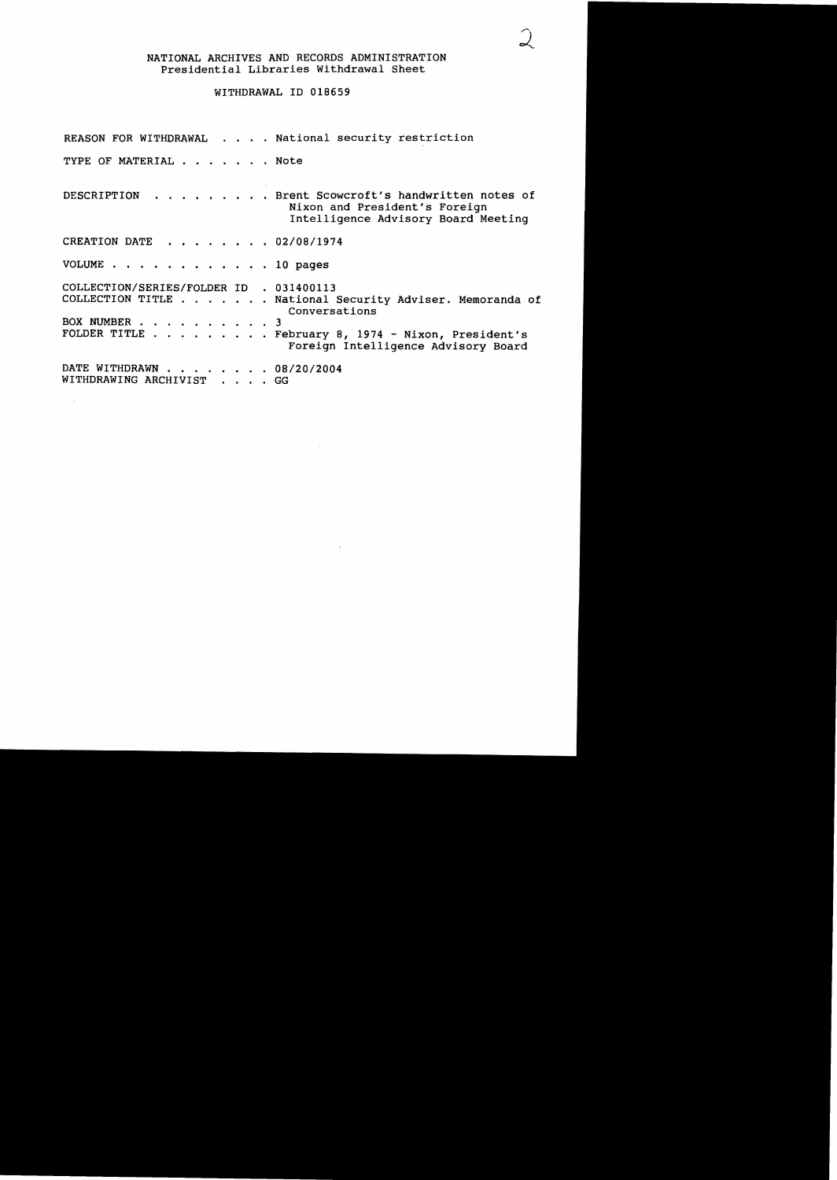NATIONAL ARCHIVES AND RECORDS ADMINISTRATION
Presidential Libraries Withdrawal Sheet

WITHDRAWAL ID 018659

REASON FOR WITHDRAWAL . . . . National security restriction

TYPE OF MATERIAL . . . . . . . Note

DESCRIPTION . . . . . . . . . Brent Scowcroft's handwritten notes of Nixon and President's Foreign Intelligence Advisory Board Meeting

CREATION DATE . . . . . . . . 02/08/1974

VOLUME . . . . . . . . . . . . 10 pages

COLLECTION/SERIES/FOLDER ID . 031400113
COLLECTION TITLE . . . . . . . National Security Adviser. Memoranda of Conversations
BOX NUMBER . . . . . . . . . . 3
FOLDER TITLE . . . . . . . . . February 8, 1974 - Nixon, President's Foreign Intelligence Advisory Board

DATE WITHDRAWN . . . . . . . . 08/20/2004
WITHDRAWING ARCHIVIST . . . . GG